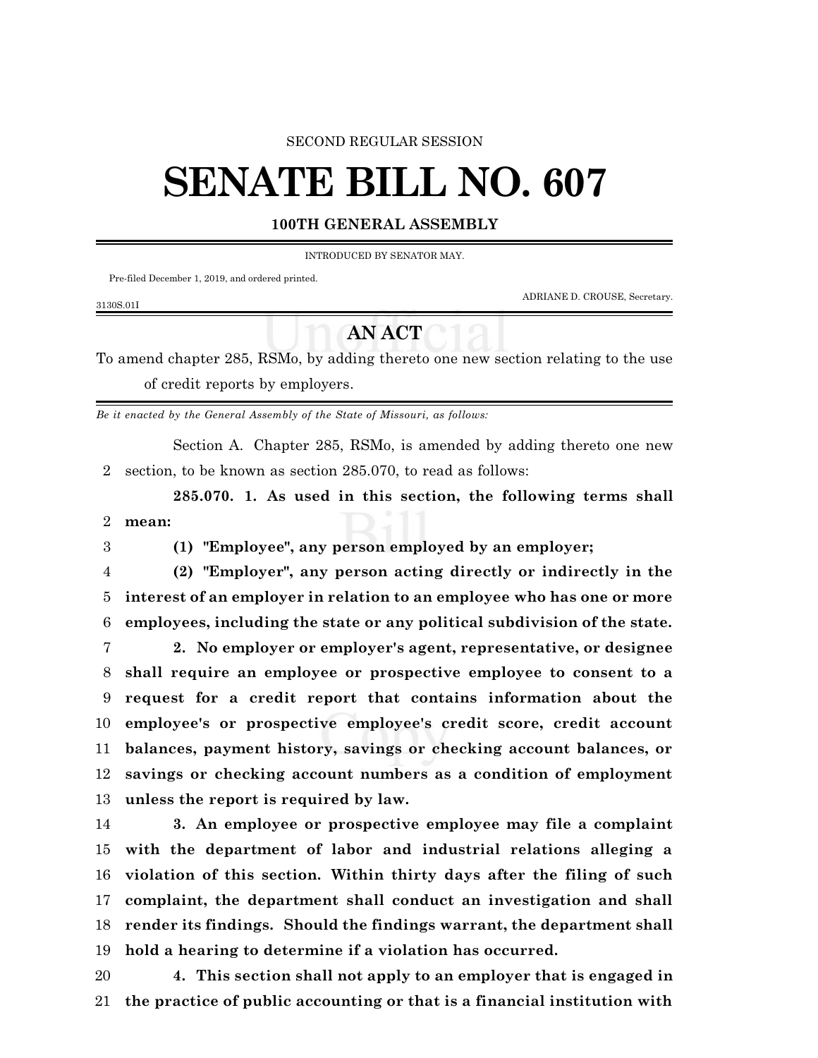SECOND REGULAR SESSION

# SENATE BILL NO. 607

**100TH GENERAL ASSEMBLY**

INTRODUCED BY SENATOR MAY.

Pre-filed December 1, 2019, and ordered printed.

ADRIANE D. CROUSE, Secretary.

3130S.01I

## AN ACT

To amend chapter 285, RSMo, by adding thereto one new section relating to the use of credit reports by employers.

*Be it enacted by the General Assembly of the State of Missouri, as follows:*

Section A. Chapter 285, RSMo, is amended by adding thereto one new section, to be known as section 285.070, to read as follows:

**285.070. 1. As used in this section, the following terms shall mean:**

**(1) "Employee", any person employed by an employer;**

**(2) "Employer", any person acting directly or indirectly in the interest of an employer in relation to an employee who has one or more employees, including the state or any political subdivision of the state.**

**2. No employer or employer's agent, representative, or designee shall require an employee or prospective employee to consent to a request for a credit report that contains information about the employee's or prospective employee's credit score, credit account balances, payment history, savings or checking account balances, or savings or checking account numbers as a condition of employment unless the report is required by law.**

**3. An employee or prospective employee may file a complaint with the department of labor and industrial relations alleging a violation of this section. Within thirty days after the filing of such complaint, the department shall conduct an investigation and shall render its findings. Should the findings warrant, the department shall hold a hearing to determine if a violation has occurred.**

**4. This section shall not apply to an employer that is engaged in the practice of public accounting or that is a financial institution with**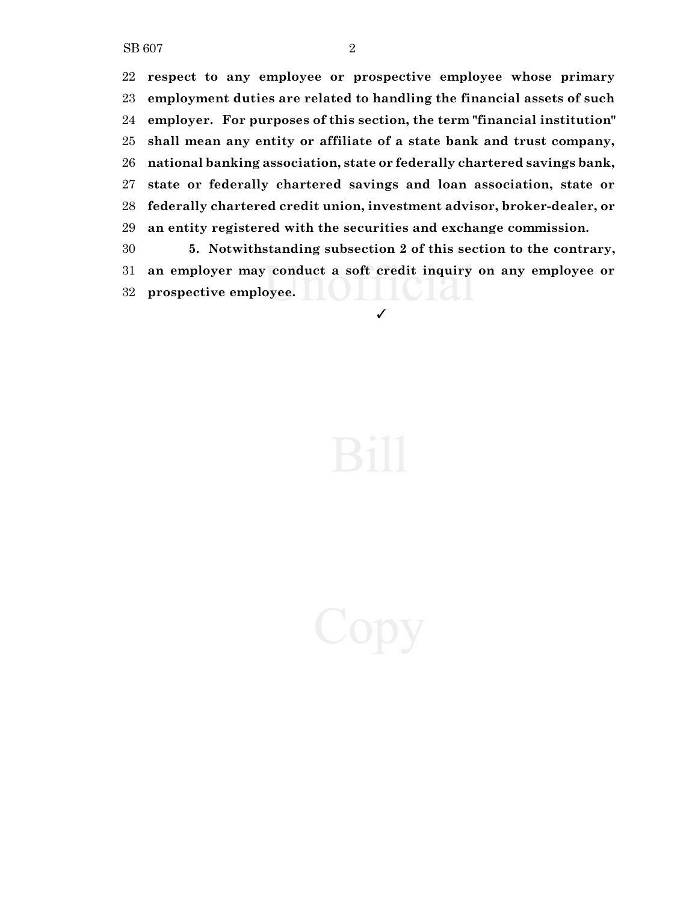**respect to any employee or prospective employee whose primary employment duties are related to handling the financial assets of such employer. For purposes of this section, the term "financial institution" shall mean any entity or affiliate of a state bank and trust company, national banking association, state or federally chartered savings bank, state or federally chartered savings and loan association, state or federally chartered credit union, investment advisor, broker-dealer, or an entity registered with the securities and exchange commission.**

**5. Notwithstanding subsection 2 of this section to the contrary, an employer may conduct a soft credit inquiry on any employee or prospective employee.**

✓